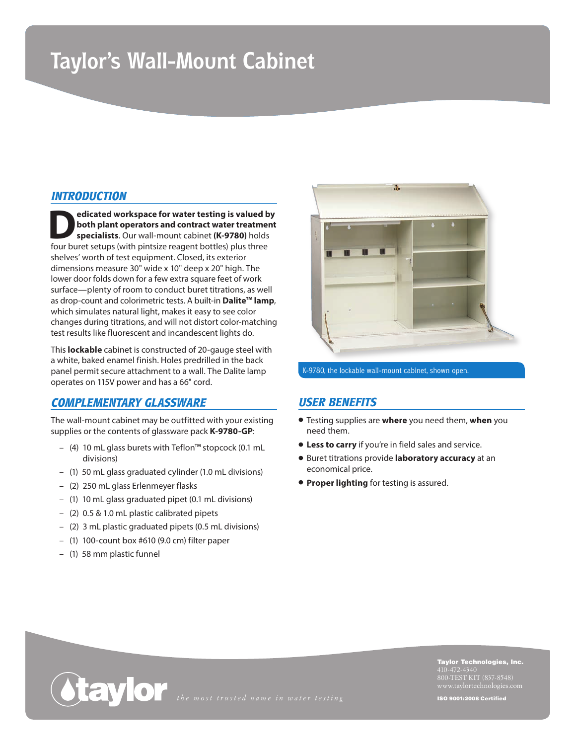# Taylor's Wall-Mount Cabinet

## INTRODUCTION

**Dedicated workspace for water testing is valued by both plant operators and contract water treatment specialists**. Our wall-mount cabinet **(K-9780)** holds four buret setups (with pintsize reagent bottles) plus three shelves' worth of test equipment. Closed, its exterior dimensions measure 30" wide x 10" deep x 20" high. The lower door folds down for a few extra square feet of work surface—plenty of room to conduct buret titrations, as well as drop-count and colorimetric tests. A built-in **Dalite™ lamp**, which simulates natural light, makes it easy to see color changes during titrations, and will not distort color-matching test results like fluorescent and incandescent lights do.

This **lockable** cabinet is constructed of 20-gauge steel with a white, baked enamel finish. Holes predrilled in the back panel permit secure attachment to a wall. The Dalite lamp operates on 115V power and has a 66" cord.

K-9780, the lockable wall-mount cabinet, shown open.

## COMPLEMENTARY GLASSWARE

The wall-mount cabinet may be outfitted with your existing supplies or the contents of glassware pack **K-9780-GP**:

- (4) 10 mL glass burets with Teflon™ stopcock (0.1 mL divisions)
- (1) 50 mL glass graduated cylinder (1.0 mL divisions)
- (2) 250 mL glass Erlenmeyer flasks
- (1) 10 mL glass graduated pipet (0.1 mL divisions)
- (2) 0.5 & 1.0 mL plastic calibrated pipets
- (2) 3 mL plastic graduated pipets (0.5 mL divisions)
- (1) 100-count box #610 (9.0 cm) filter paper
- (1) 58 mm plastic funnel

## USER BENEFITS

- Testing supplies are **where** you need them, **when** you need them.
- **Less to carry** if you're in field sales and service.
- Buret titrations provide **laboratory accuracy** at an economical price.
- **Proper lighting** for testing is assured.

taylor *the most trusted name in water testing*

**Taylor Technologies, Inc.**
410-472-4340
800-TEST KIT (837-8548)
www.taylortechnologies.com

**ISO 9001:2008 Certified**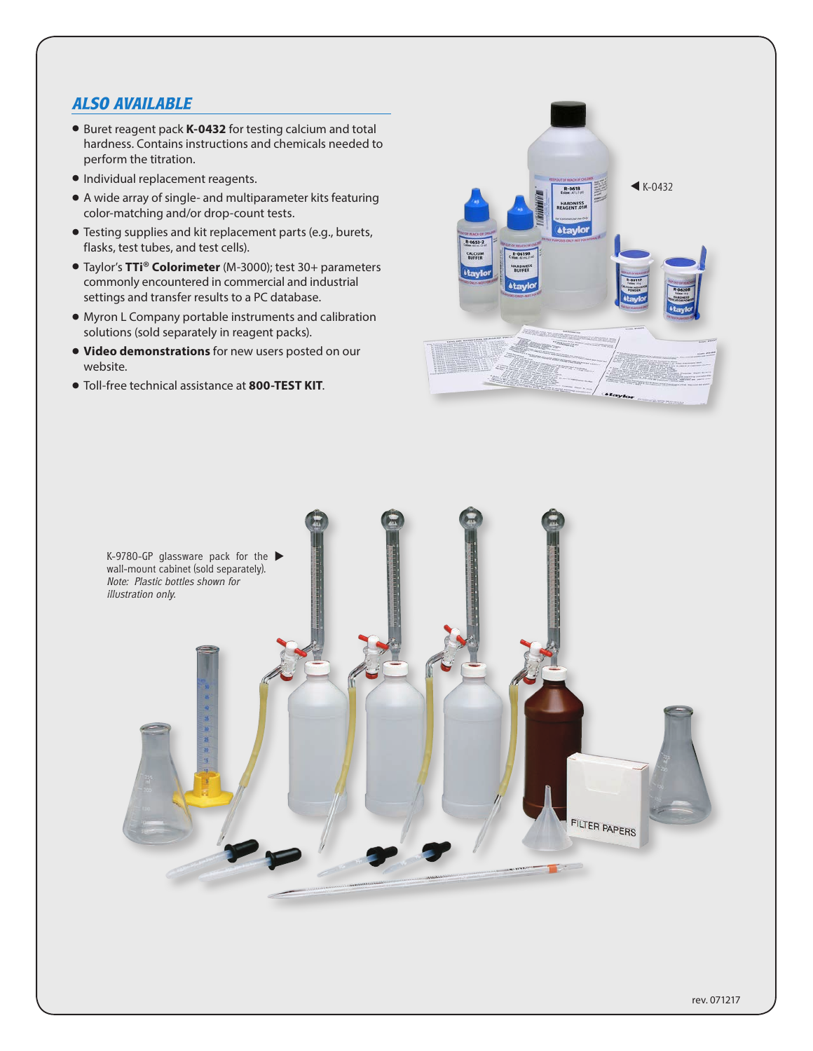## *ALSO AVAILABLE*

- Buret reagent pack **K-0432** for testing calcium and total hardness. Contains instructions and chemicals needed to perform the titration.
- Individual replacement reagents.
- A wide array of single- and multiparameter kits featuring color-matching and/or drop-count tests.
- Testing supplies and kit replacement parts (e.g., burets, flasks, test tubes, and test cells).
- Taylor's **TTi® Colorimeter** (M-3000); test 30+ parameters commonly encountered in commercial and industrial settings and transfer results to a PC database.
- Myron L Company portable instruments and calibration solutions (sold separately in reagent packs).
- **Video demonstrations** for new users posted on our website.
- Toll-free technical assistance at **800-TEST KIT**.

◀ K-0432

K-9780-GP glassware pack for the wall-mount cabinet (sold separately). ▶
*Note: Plastic bottles shown for illustration only.*

rev. 071217